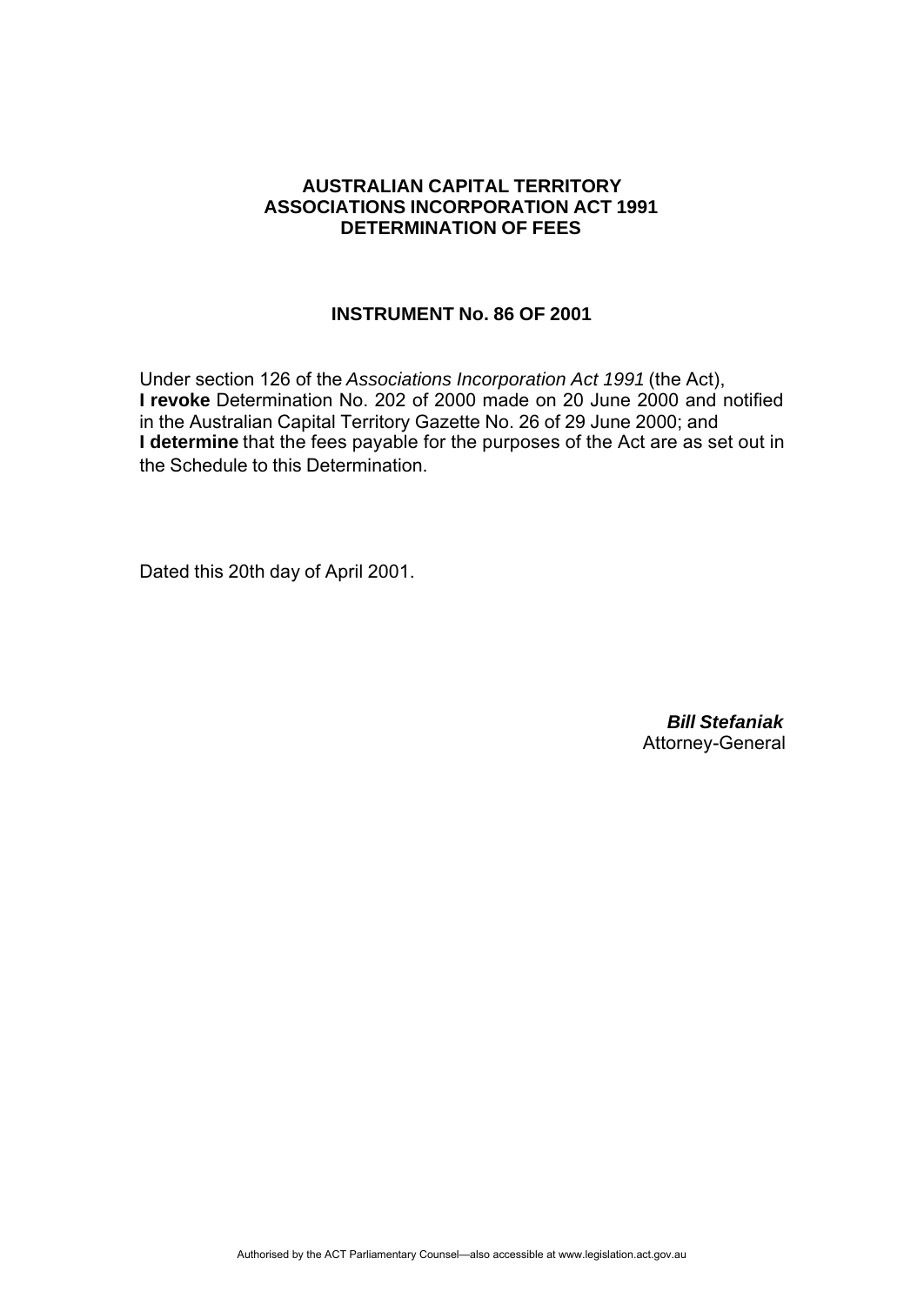**AUSTRALIAN CAPITAL TERRITORY**
**ASSOCIATIONS INCORPORATION ACT 1991**
**DETERMINATION OF FEES**

**INSTRUMENT No. 86 OF 2001**

Under section 126 of the *Associations Incorporation Act 1991* (the Act), **I revoke** Determination No. 202 of 2000 made on 20 June 2000 and notified in the Australian Capital Territory Gazette No. 26 of 29 June 2000; and **I determine** that the fees payable for the purposes of the Act are as set out in the Schedule to this Determination.

Dated this 20th day of April 2001.

***Bill Stefaniak***
Attorney-General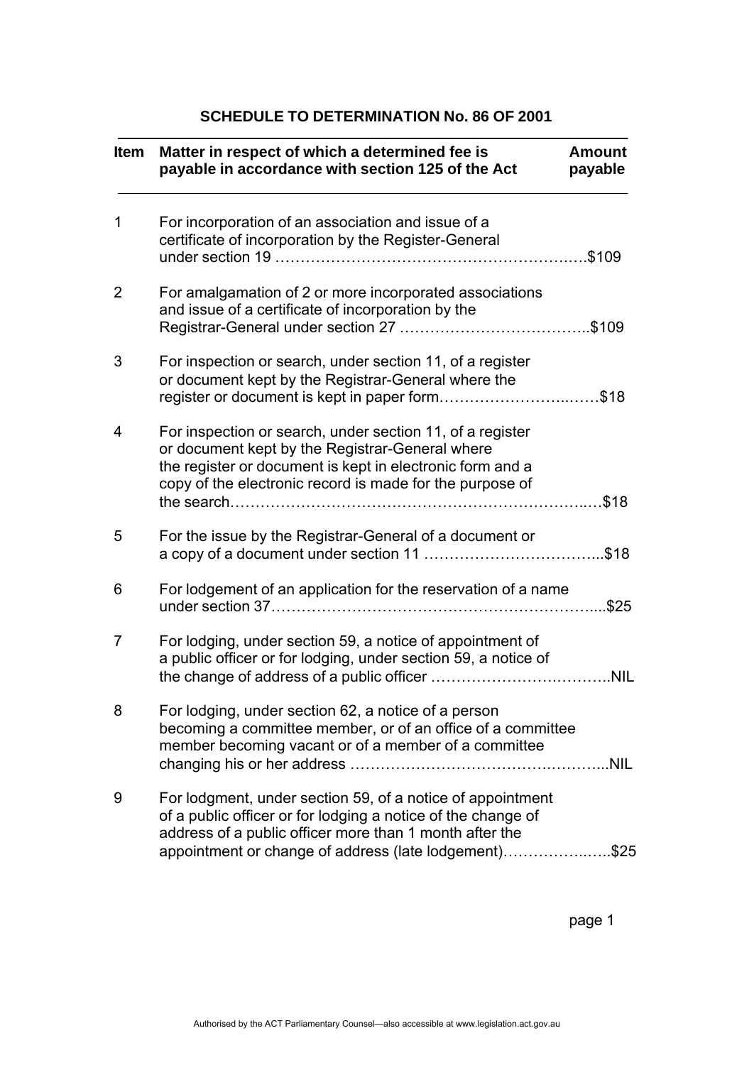## SCHEDULE TO DETERMINATION No. 86 OF 2001

| Item | Matter in respect of which a determined fee is payable in accordance with section 125 of the Act | Amount payable |
|---|---|---|
| 1 | For incorporation of an association and issue of a certificate of incorporation by the Register-General under section 19 | $109 |
| 2 | For amalgamation of 2 or more incorporated associations and issue of a certificate of incorporation by the Registrar-General under section 27 | $109 |
| 3 | For inspection or search, under section 11, of a register or document kept by the Registrar-General where the register or document is kept in paper form | $18 |
| 4 | For inspection or search, under section 11, of a register or document kept by the Registrar-General where the register or document is kept in electronic form and a copy of the electronic record is made for the purpose of the search | $18 |
| 5 | For the issue by the Registrar-General of a document or a copy of a document under section 11 | $18 |
| 6 | For lodgement of an application for the reservation of a name under section 37 | $25 |
| 7 | For lodging, under section 59, a notice of appointment of a public officer or for lodging, under section 59, a notice of the change of address of a public officer | NIL |
| 8 | For lodging, under section 62, a notice of a person becoming a committee member, or of an office of a committee member becoming vacant or of a member of a committee changing his or her address | NIL |
| 9 | For lodgment, under section 59, of a notice of appointment of a public officer or for lodging a notice of the change of address of a public officer more than 1 month after the appointment or change of address (late lodgement) | $25 |

Authorised by the ACT Parliamentary Counsel—also accessible at www.legislation.act.gov.au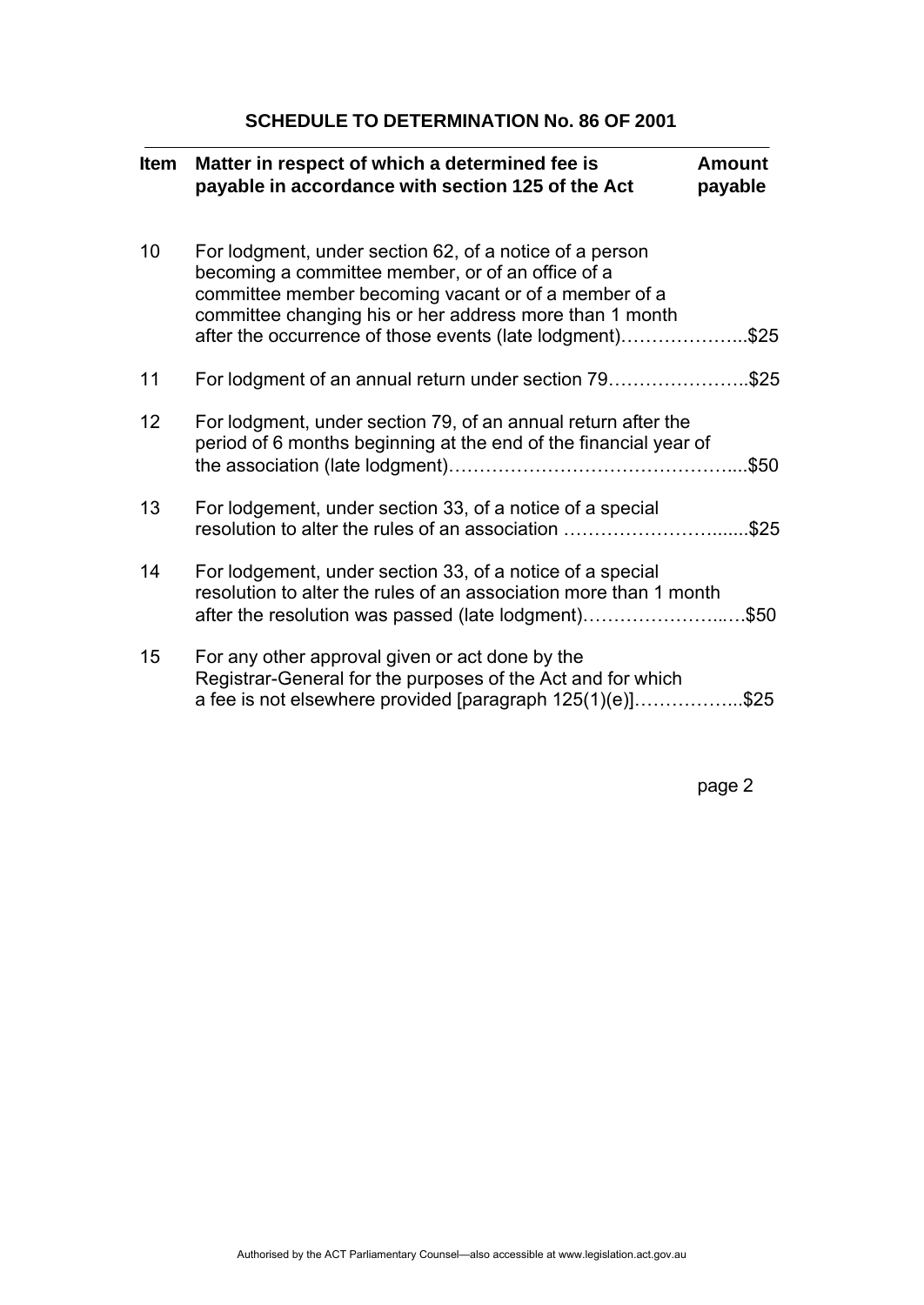## SCHEDULE TO DETERMINATION No. 86 OF 2001

| Item | Matter in respect of which a determined fee is payable in accordance with section 125 of the Act | Amount payable |
|---|---|---|
| 10 | For lodgment, under section 62, of a notice of a person becoming a committee member, or of an office of a committee member becoming vacant or of a member of a committee changing his or her address more than 1 month after the occurrence of those events (late lodgment) | $25 |
| 11 | For lodgment of an annual return under section 79 | $25 |
| 12 | For lodgment, under section 79, of an annual return after the period of 6 months beginning at the end of the financial year of the association (late lodgment) | $50 |
| 13 | For lodgement, under section 33, of a notice of a special resolution to alter the rules of an association | $25 |
| 14 | For lodgement, under section 33, of a notice of a special resolution to alter the rules of an association more than 1 month after the resolution was passed (late lodgment) | $50 |
| 15 | For any other approval given or act done by the Registrar-General for the purposes of the Act and for which a fee is not elsewhere provided [paragraph 125(1)(e)] | $25 |

Authorised by the ACT Parliamentary Counsel—also accessible at www.legislation.act.gov.au